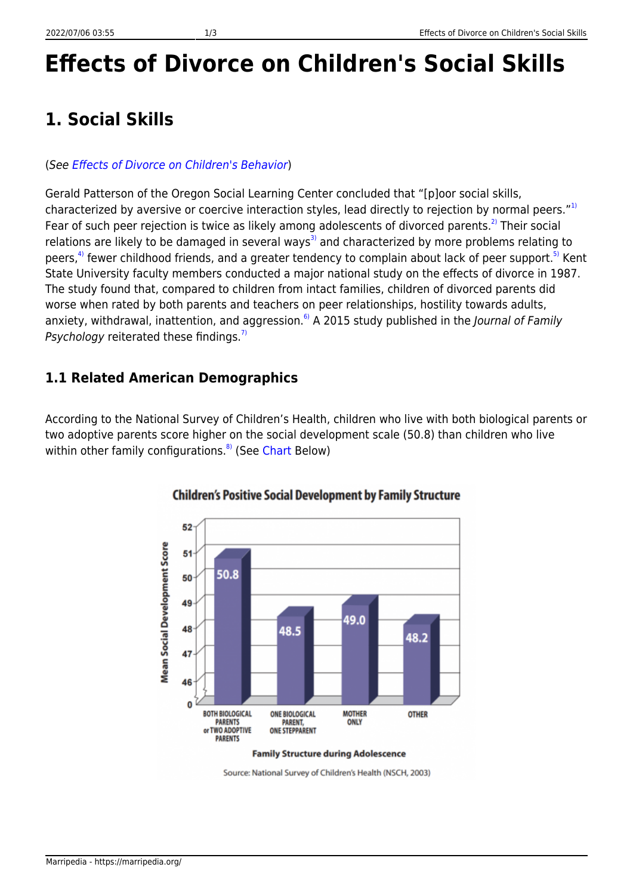# Effects of Divorce on Children's Social Skills

## 1. Social Skills

(See *Effects of Divorce on Children's Behavior*)

Gerald Patterson of the Oregon Social Learning Center concluded that "[p]oor social skills, characterized by aversive or coercive interaction styles, lead directly to rejection by normal peers."[1) ] Fear of such peer rejection is twice as likely among adolescents of divorced parents.[2)] Their social relations are likely to be damaged in several ways[3)] and characterized by more problems relating to peers,[4)] fewer childhood friends, and a greater tendency to complain about lack of peer support.[5)] Kent State University faculty members conducted a major national study on the effects of divorce in 1987. The study found that, compared to children from intact families, children of divorced parents did worse when rated by both parents and teachers on peer relationships, hostility towards adults, anxiety, withdrawal, inattention, and aggression.[6)] A 2015 study published in the *Journal of Family Psychology* reiterated these findings.[7)]

### 1.1 Related American Demographics

According to the National Survey of Children's Health, children who live with both biological parents or two adoptive parents score higher on the social development scale (50.8) than children who live within other family configurations.[8)] (See Chart Below)

**Children's Positive Social Development by Family Structure**

| Family Structure during Adolescence | Mean Social Development Score |
|---|---|
| Both biological parents or two adoptive parents | 50.8 |
| One biological parent, one stepparent | 48.5 |
| Mother only | 49.0 |
| Other | 48.2 |

Source: National Survey of Children's Health (NSCH, 2003)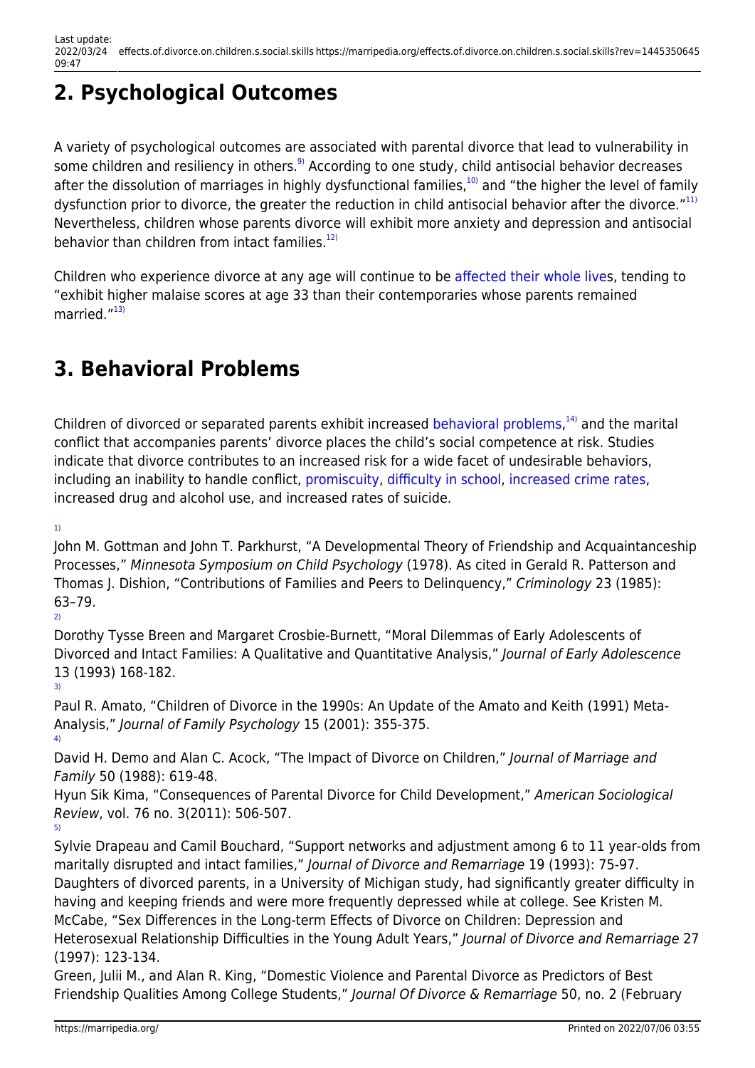## 2. Psychological Outcomes

A variety of psychological outcomes are associated with parental divorce that lead to vulnerability in some children and resiliency in others.[9] According to one study, child antisocial behavior decreases after the dissolution of marriages in highly dysfunctional families,[10] and "the higher the level of family dysfunction prior to divorce, the greater the reduction in child antisocial behavior after the divorce."[11] Nevertheless, children whose parents divorce will exhibit more anxiety and depression and antisocial behavior than children from intact families.[12]

Children who experience divorce at any age will continue to be affected their whole lives, tending to "exhibit higher malaise scores at age 33 than their contemporaries whose parents remained married."[13]

## 3. Behavioral Problems

Children of divorced or separated parents exhibit increased behavioral problems,[14] and the marital conflict that accompanies parents' divorce places the child's social competence at risk. Studies indicate that divorce contributes to an increased risk for a wide facet of undesirable behaviors, including an inability to handle conflict, promiscuity, difficulty in school, increased crime rates, increased drug and alcohol use, and increased rates of suicide.

[1]
John M. Gottman and John T. Parkhurst, "A Developmental Theory of Friendship and Acquaintanceship Processes," *Minnesota Symposium on Child Psychology* (1978). As cited in Gerald R. Patterson and Thomas J. Dishion, "Contributions of Families and Peers to Delinquency," *Criminology* 23 (1985): 63–79.

[2]
Dorothy Tysse Breen and Margaret Crosbie-Burnett, "Moral Dilemmas of Early Adolescents of Divorced and Intact Families: A Qualitative and Quantitative Analysis," *Journal of Early Adolescence* 13 (1993) 168-182.

[3]
Paul R. Amato, "Children of Divorce in the 1990s: An Update of the Amato and Keith (1991) Meta-Analysis," *Journal of Family Psychology* 15 (2001): 355-375.

[4]
David H. Demo and Alan C. Acock, "The Impact of Divorce on Children," *Journal of Marriage and Family* 50 (1988): 619-48.
Hyun Sik Kima, "Consequences of Parental Divorce for Child Development," *American Sociological Review*, vol. 76 no. 3(2011): 506-507.

[5]
Sylvie Drapeau and Camil Bouchard, "Support networks and adjustment among 6 to 11 year-olds from maritally disrupted and intact families," *Journal of Divorce and Remarriage* 19 (1993): 75-97.
Daughters of divorced parents, in a University of Michigan study, had significantly greater difficulty in having and keeping friends and were more frequently depressed while at college. See Kristen M. McCabe, "Sex Differences in the Long-term Effects of Divorce on Children: Depression and Heterosexual Relationship Difficulties in the Young Adult Years," *Journal of Divorce and Remarriage* 27 (1997): 123-134.
Green, Julii M., and Alan R. King, "Domestic Violence and Parental Divorce as Predictors of Best Friendship Qualities Among College Students," *Journal Of Divorce & Remarriage* 50, no. 2 (February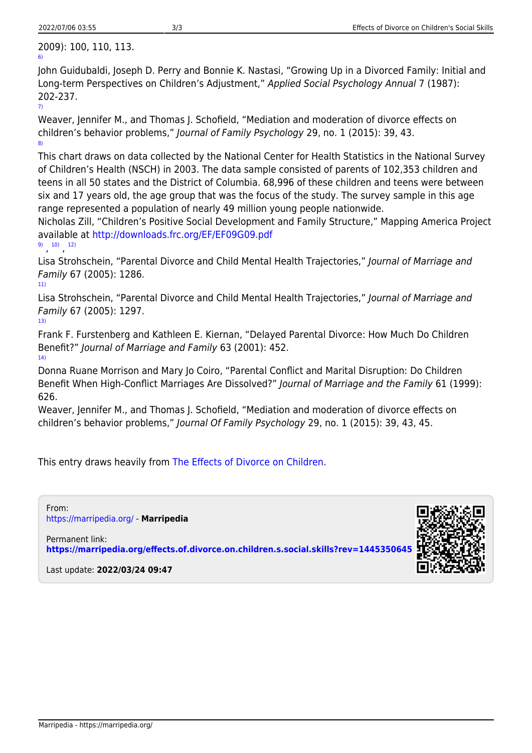2009): 100, 110, 113.

[6]

John Guidubaldi, Joseph D. Perry and Bonnie K. Nastasi, “Growing Up in a Divorced Family: Initial and Long-term Perspectives on Children’s Adjustment,” *Applied Social Psychology Annual* 7 (1987): 202-237.

[7]

Weaver, Jennifer M., and Thomas J. Schofield, “Mediation and moderation of divorce effects on children’s behavior problems,” *Journal of Family Psychology* 29, no. 1 (2015): 39, 43.

[8]

This chart draws on data collected by the National Center for Health Statistics in the National Survey of Children’s Health (NSCH) in 2003. The data sample consisted of parents of 102,353 children and teens in all 50 states and the District of Columbia. 68,996 of these children and teens were between six and 17 years old, the age group that was the focus of the study. The survey sample in this age range represented a population of nearly 49 million young people nationwide.
Nicholas Zill, “Children’s Positive Social Development and Family Structure,” Mapping America Project available at http://downloads.frc.org/EF/EF09G09.pdf

[9], [10], [12]

Lisa Strohschein, “Parental Divorce and Child Mental Health Trajectories,” *Journal of Marriage and Family* 67 (2005): 1286.

[11]

Lisa Strohschein, “Parental Divorce and Child Mental Health Trajectories,” *Journal of Marriage and Family* 67 (2005): 1297.

[13]

Frank F. Furstenberg and Kathleen E. Kiernan, “Delayed Parental Divorce: How Much Do Children Benefit?” *Journal of Marriage and Family* 63 (2001): 452.

[14]

Donna Ruane Morrison and Mary Jo Coiro, “Parental Conflict and Marital Disruption: Do Children Benefit When High-Conflict Marriages Are Dissolved?” *Journal of Marriage and the Family* 61 (1999): 626.
Weaver, Jennifer M., and Thomas J. Schofield, “Mediation and moderation of divorce effects on children’s behavior problems,” *Journal Of Family Psychology* 29, no. 1 (2015): 39, 43, 45.

This entry draws heavily from The Effects of Divorce on Children.

From:
https://marripedia.org/ - **Marripedia**

Permanent link:
**https://marripedia.org/effects.of.divorce.on.children.s.social.skills?rev=1445350645**

Last update: **2022/03/24 09:47**